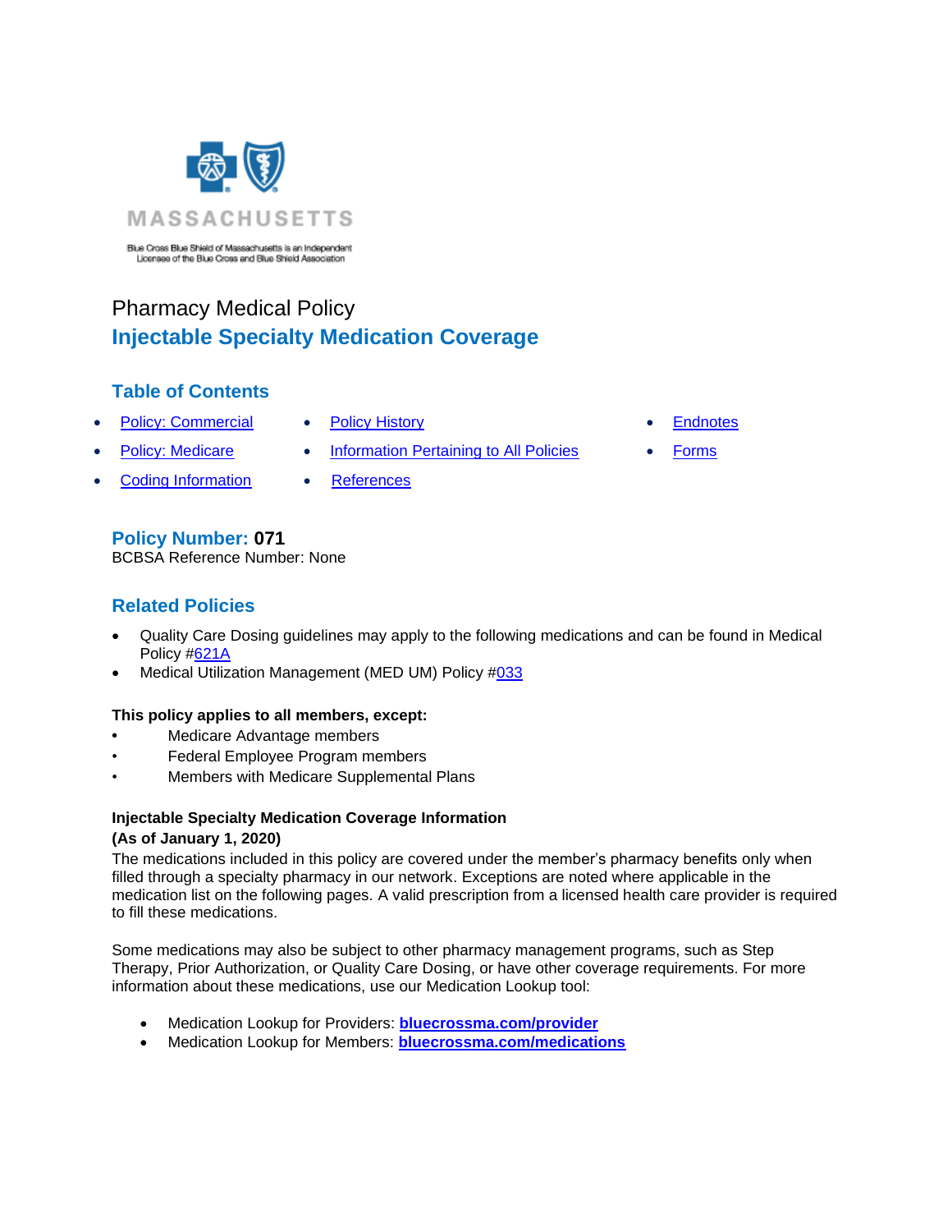MASSACHUSETTS

Blue Cross Blue Shield of Massachusetts is an Independent Licensee of the Blue Cross and Blue Shield Association

Pharmacy Medical Policy

# Injectable Specialty Medication Coverage

## Table of Contents

- Policy: Commercial
- Policy: Medicare
- Coding Information
- Policy History
- Information Pertaining to All Policies
- References
- Endnotes
- Forms

## Policy Number: 071

BCBSA Reference Number: None

## Related Policies

- Quality Care Dosing guidelines may apply to the following medications and can be found in Medical Policy #621A
- Medical Utilization Management (MED UM) Policy #033

**This policy applies to all members, except:**

- Medicare Advantage members
- Federal Employee Program members
- Members with Medicare Supplemental Plans

**Injectable Specialty Medication Coverage Information**
**(As of January 1, 2020)**

The medications included in this policy are covered under the member's pharmacy benefits only when filled through a specialty pharmacy in our network. Exceptions are noted where applicable in the medication list on the following pages. A valid prescription from a licensed health care provider is required to fill these medications.

Some medications may also be subject to other pharmacy management programs, such as Step Therapy, Prior Authorization, or Quality Care Dosing, or have other coverage requirements. For more information about these medications, use our Medication Lookup tool:

- Medication Lookup for Providers: **bluecrossma.com/provider**
- Medication Lookup for Members: **bluecrossma.com/medications**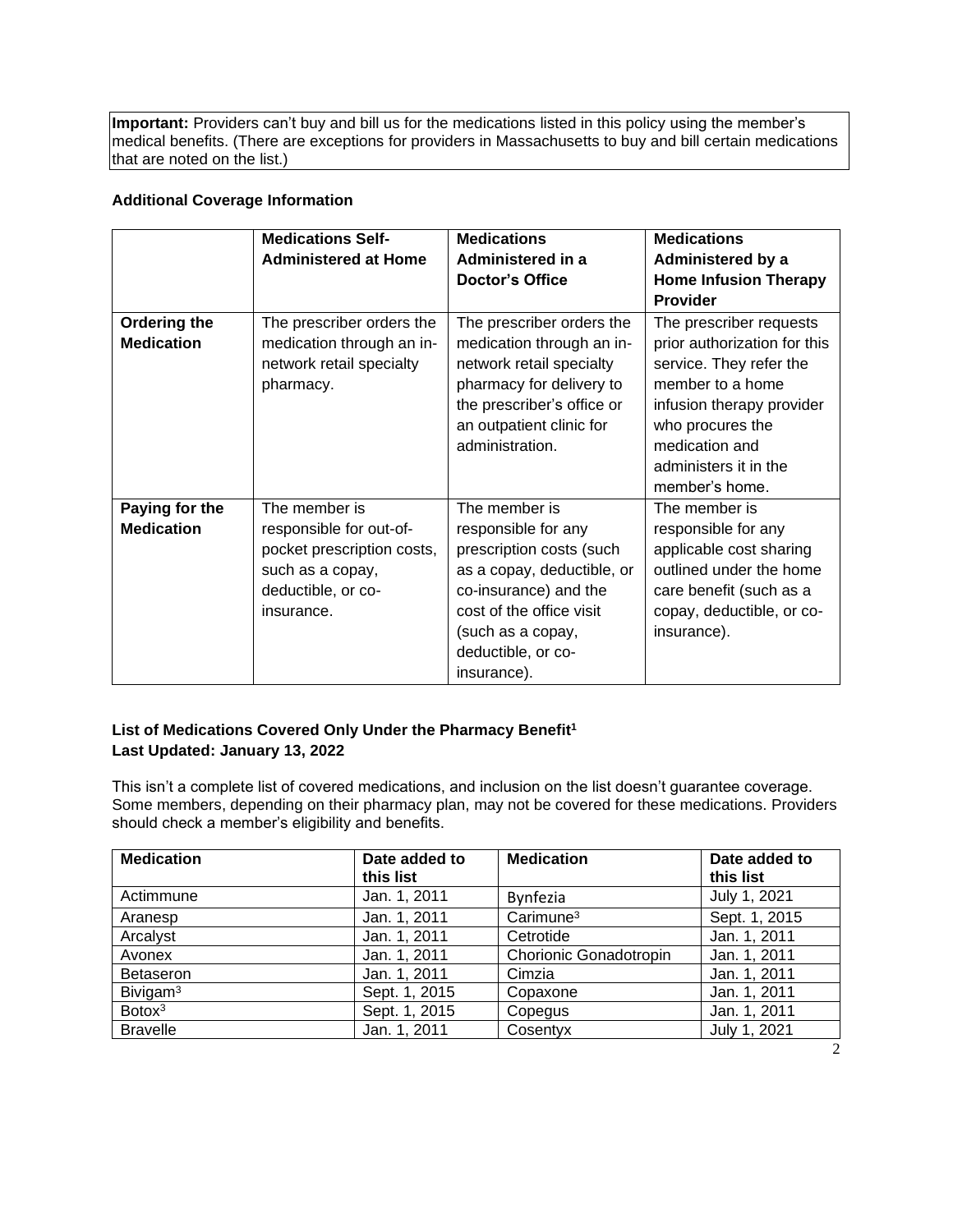**Important:** Providers can't buy and bill us for the medications listed in this policy using the member's medical benefits. (There are exceptions for providers in Massachusetts to buy and bill certain medications that are noted on the list.)

**Additional Coverage Information**

| | Medications Self-Administered at Home | Medications Administered in a Doctor's Office | Medications Administered by a Home Infusion Therapy Provider |
|---|---|---|---|
| **Ordering the Medication** | The prescriber orders the medication through an in-network retail specialty pharmacy. | The prescriber orders the medication through an in-network retail specialty pharmacy for delivery to the prescriber's office or an outpatient clinic for administration. | The prescriber requests prior authorization for this service. They refer the member to a home infusion therapy provider who procures the medication and administers it in the member's home. |
| **Paying for the Medication** | The member is responsible for out-of-pocket prescription costs, such as a copay, deductible, or co-insurance. | The member is responsible for any prescription costs (such as a copay, deductible, or co-insurance) and the cost of the office visit (such as a copay, deductible, or co-insurance). | The member is responsible for any applicable cost sharing outlined under the home care benefit (such as a copay, deductible, or co-insurance). |

**List of Medications Covered Only Under the Pharmacy Benefit[1]**
**Last Updated: January 13, 2022**

This isn't a complete list of covered medications, and inclusion on the list doesn't guarantee coverage. Some members, depending on their pharmacy plan, may not be covered for these medications. Providers should check a member's eligibility and benefits.

| Medication | Date added to this list | Medication | Date added to this list |
|---|---|---|---|
| Actimmune | Jan. 1, 2011 | Bynfezia | July 1, 2021 |
| Aranesp | Jan. 1, 2011 | Carimune[3] | Sept. 1, 2015 |
| Arcalyst | Jan. 1, 2011 | Cetrotide | Jan. 1, 2011 |
| Avonex | Jan. 1, 2011 | Chorionic Gonadotropin | Jan. 1, 2011 |
| Betaseron | Jan. 1, 2011 | Cimzia | Jan. 1, 2011 |
| Bivigam[3] | Sept. 1, 2015 | Copaxone | Jan. 1, 2011 |
| Botox[3] | Sept. 1, 2015 | Copegus | Jan. 1, 2011 |
| Bravelle | Jan. 1, 2011 | Cosentyx | July 1, 2021 |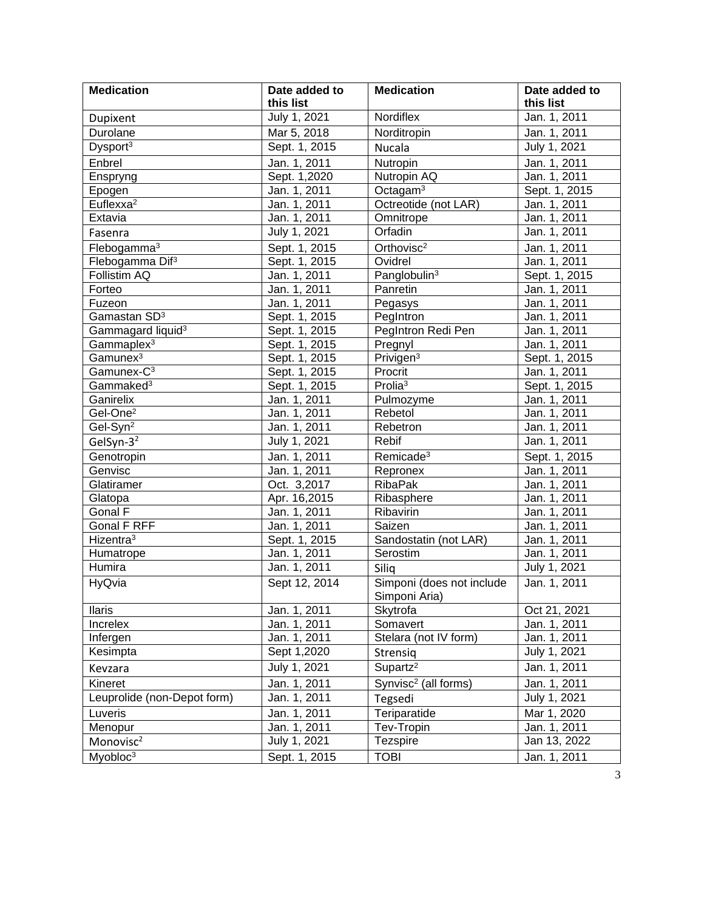| Medication | Date added to this list | Medication | Date added to this list |
|---|---|---|---|
| Dupixent | July 1, 2021 | Nordiflex | Jan. 1, 2011 |
| Durolane | Mar 5, 2018 | Norditropin | Jan. 1, 2011 |
| Dysport[3] | Sept. 1, 2015 | Nucala | July 1, 2021 |
| Enbrel | Jan. 1, 2011 | Nutropin | Jan. 1, 2011 |
| Enspryng | Sept. 1,2020 | Nutropin AQ | Jan. 1, 2011 |
| Epogen | Jan. 1, 2011 | Octagam[3] | Sept. 1, 2015 |
| Euflexxa[2] | Jan. 1, 2011 | Octreotide (not LAR) | Jan. 1, 2011 |
| Extavia | Jan. 1, 2011 | Omnitrope | Jan. 1, 2011 |
| Fasenra | July 1, 2021 | Orfadin | Jan. 1, 2011 |
| Flebogamma[3] | Sept. 1, 2015 | Orthovisc[2] | Jan. 1, 2011 |
| Flebogamma Dif[3] | Sept. 1, 2015 | Ovidrel | Jan. 1, 2011 |
| Follistim AQ | Jan. 1, 2011 | Panglobulin[3] | Sept. 1, 2015 |
| Forteo | Jan. 1, 2011 | Panretin | Jan. 1, 2011 |
| Fuzeon | Jan. 1, 2011 | Pegasys | Jan. 1, 2011 |
| Gamastan SD[3] | Sept. 1, 2015 | PegIntron | Jan. 1, 2011 |
| Gammagard liquid[3] | Sept. 1, 2015 | PegIntron Redi Pen | Jan. 1, 2011 |
| Gammaplex[3] | Sept. 1, 2015 | Pregnyl | Jan. 1, 2011 |
| Gamunex[3] | Sept. 1, 2015 | Privigen[3] | Sept. 1, 2015 |
| Gamunex-C[3] | Sept. 1, 2015 | Procrit | Jan. 1, 2011 |
| Gammaked[3] | Sept. 1, 2015 | Prolia[3] | Sept. 1, 2015 |
| Ganirelix | Jan. 1, 2011 | Pulmozyme | Jan. 1, 2011 |
| Gel-One[2] | Jan. 1, 2011 | Rebetol | Jan. 1, 2011 |
| Gel-Syn[2] | Jan. 1, 2011 | Rebetron | Jan. 1, 2011 |
| GelSyn-3[2] | July 1, 2021 | Rebif | Jan. 1, 2011 |
| Genotropin | Jan. 1, 2011 | Remicade[3] | Sept. 1, 2015 |
| Genvisc | Jan. 1, 2011 | Repronex | Jan. 1, 2011 |
| Glatiramer | Oct. 3,2017 | RibaPak | Jan. 1, 2011 |
| Glatopa | Apr. 16,2015 | Ribasphere | Jan. 1, 2011 |
| Gonal F | Jan. 1, 2011 | Ribavirin | Jan. 1, 2011 |
| Gonal F RFF | Jan. 1, 2011 | Saizen | Jan. 1, 2011 |
| Hizentra[3] | Sept. 1, 2015 | Sandostatin (not LAR) | Jan. 1, 2011 |
| Humatrope | Jan. 1, 2011 | Serostim | Jan. 1, 2011 |
| Humira | Jan. 1, 2011 | Siliq | July 1, 2021 |
| HyQvia | Sept 12, 2014 | Simponi (does not include Simponi Aria) | Jan. 1, 2011 |
| Ilaris | Jan. 1, 2011 | Skytrofa | Oct 21, 2021 |
| Increlex | Jan. 1, 2011 | Somavert | Jan. 1, 2011 |
| Infergen | Jan. 1, 2011 | Stelara (not IV form) | Jan. 1, 2011 |
| Kesimpta | Sept 1,2020 | Strensiq | July 1, 2021 |
| Kevzara | July 1, 2021 | Supartz[2] | Jan. 1, 2011 |
| Kineret | Jan. 1, 2011 | Synvisc[2] (all forms) | Jan. 1, 2011 |
| Leuprolide (non-Depot form) | Jan. 1, 2011 | Tegsedi | July 1, 2021 |
| Luveris | Jan. 1, 2011 | Teriparatide | Mar 1, 2020 |
| Menopur | Jan. 1, 2011 | Tev-Tropin | Jan. 1, 2011 |
| Monovisc[2] | July 1, 2021 | Tezspire | Jan 13, 2022 |
| Myobloc[3] | Sept. 1, 2015 | TOBI | Jan. 1, 2011 |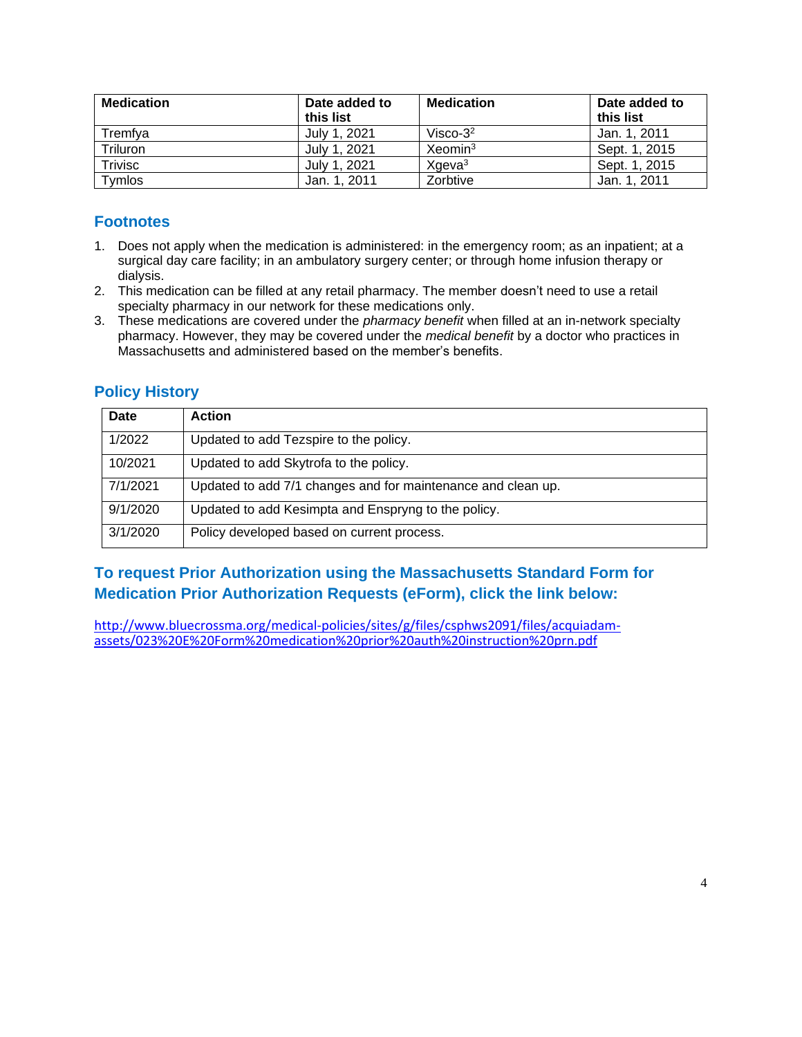| Medication | Date added to this list | Medication | Date added to this list |
|---|---|---|---|
| Tremfya | July 1, 2021 | Visco-3[2] | Jan. 1, 2011 |
| Triluron | July 1, 2021 | Xeomin[3] | Sept. 1, 2015 |
| Trivisc | July 1, 2021 | Xgeva[3] | Sept. 1, 2015 |
| Tymlos | Jan. 1, 2011 | Zorbtive | Jan. 1, 2011 |

## Footnotes

1. Does not apply when the medication is administered: in the emergency room; as an inpatient; at a surgical day care facility; in an ambulatory surgery center; or through home infusion therapy or dialysis.
2. This medication can be filled at any retail pharmacy. The member doesn't need to use a retail specialty pharmacy in our network for these medications only.
3. These medications are covered under the *pharmacy benefit* when filled at an in-network specialty pharmacy. However, they may be covered under the *medical benefit* by a doctor who practices in Massachusetts and administered based on the member's benefits.

## Policy History

| Date | Action |
|---|---|
| 1/2022 | Updated to add Tezspire to the policy. |
| 10/2021 | Updated to add Skytrofa to the policy. |
| 7/1/2021 | Updated to add 7/1 changes and for maintenance and clean up. |
| 9/1/2020 | Updated to add Kesimpta and Enspryng to the policy. |
| 3/1/2020 | Policy developed based on current process. |

## To request Prior Authorization using the Massachusetts Standard Form for Medication Prior Authorization Requests (eForm), click the link below:

http://www.bluecrossma.org/medical-policies/sites/g/files/csphws2091/files/acquiadam-assets/023%20E%20Form%20medication%20prior%20auth%20instruction%20prn.pdf